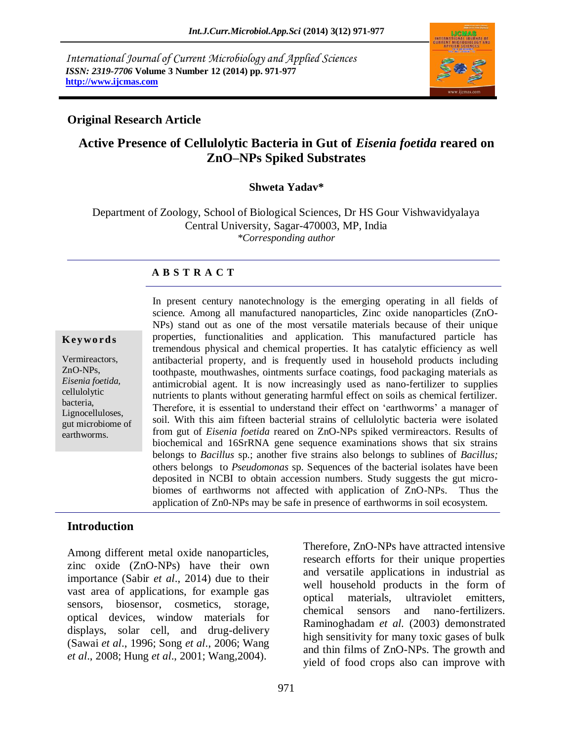International Journal of Current Microbiology and Applied Sciences
*ISSN: 2319-7706* **Volume 3 Number 12 (2014) pp. 971-977**
**http://www.ijcmas.com**

**Original Research Article**

# Active Presence of Cellulolytic Bacteria in Gut of *Eisenia foetida* reared on ZnO–NPs Spiked Substrates

**Shweta Yadav***

Department of Zoology, School of Biological Sciences, Dr HS Gour Vishwavidyalaya Central University, Sagar-470003, MP, India
*\*Corresponding author*

## A B S T R A C T

**Keywords**

Vermireactors, ZnO-NPs, *Eisenia foetida*, cellulolytic bacteria, Lignocelluloses, gut microbiome of earthworms.

In present century nanotechnology is the emerging operating in all fields of science. Among all manufactured nanoparticles, Zinc oxide nanoparticles (ZnO-NPs) stand out as one of the most versatile materials because of their unique properties, functionalities and application. This manufactured particle has tremendous physical and chemical properties. It has catalytic efficiency as well antibacterial property, and is frequently used in household products including toothpaste, mouthwashes, ointments surface coatings, food packaging materials as antimicrobial agent. It is now increasingly used as nano-fertilizer to supplies nutrients to plants without generating harmful effect on soils as chemical fertilizer. Therefore, it is essential to understand their effect on 'earthworms' a manager of soil. With this aim fifteen bacterial strains of cellulolytic bacteria were isolated from gut of *Eisenia foetida* reared on ZnO-NPs spiked vermireactors. Results of biochemical and 16SrRNA gene sequence examinations shows that six strains belongs to *Bacillus* sp.; another five strains also belongs to sublines of *Bacillus;* others belongs to *Pseudomonas* sp. Sequences of the bacterial isolates have been deposited in NCBI to obtain accession numbers. Study suggests the gut micro-biomes of earthworms not affected with application of ZnO-NPs. Thus the application of Zn0-NPs may be safe in presence of earthworms in soil ecosystem.

## Introduction

Among different metal oxide nanoparticles, zinc oxide (ZnO-NPs) have their own importance (Sabir *et al*., 2014) due to their vast area of applications, for example gas sensors, biosensor, cosmetics, storage, optical devices, window materials for displays, solar cell, and drug-delivery (Sawai *et al*., 1996; Song *et al*., 2006; Wang *et al*., 2008; Hung *et al*., 2001; Wang,2004).

Therefore, ZnO-NPs have attracted intensive research efforts for their unique properties and versatile applications in industrial as well household products in the form of optical materials, ultraviolet emitters, chemical sensors and nano-fertilizers. Raminoghadam *et al.* (2003) demonstrated high sensitivity for many toxic gases of bulk and thin films of ZnO-NPs. The growth and yield of food crops also can improve with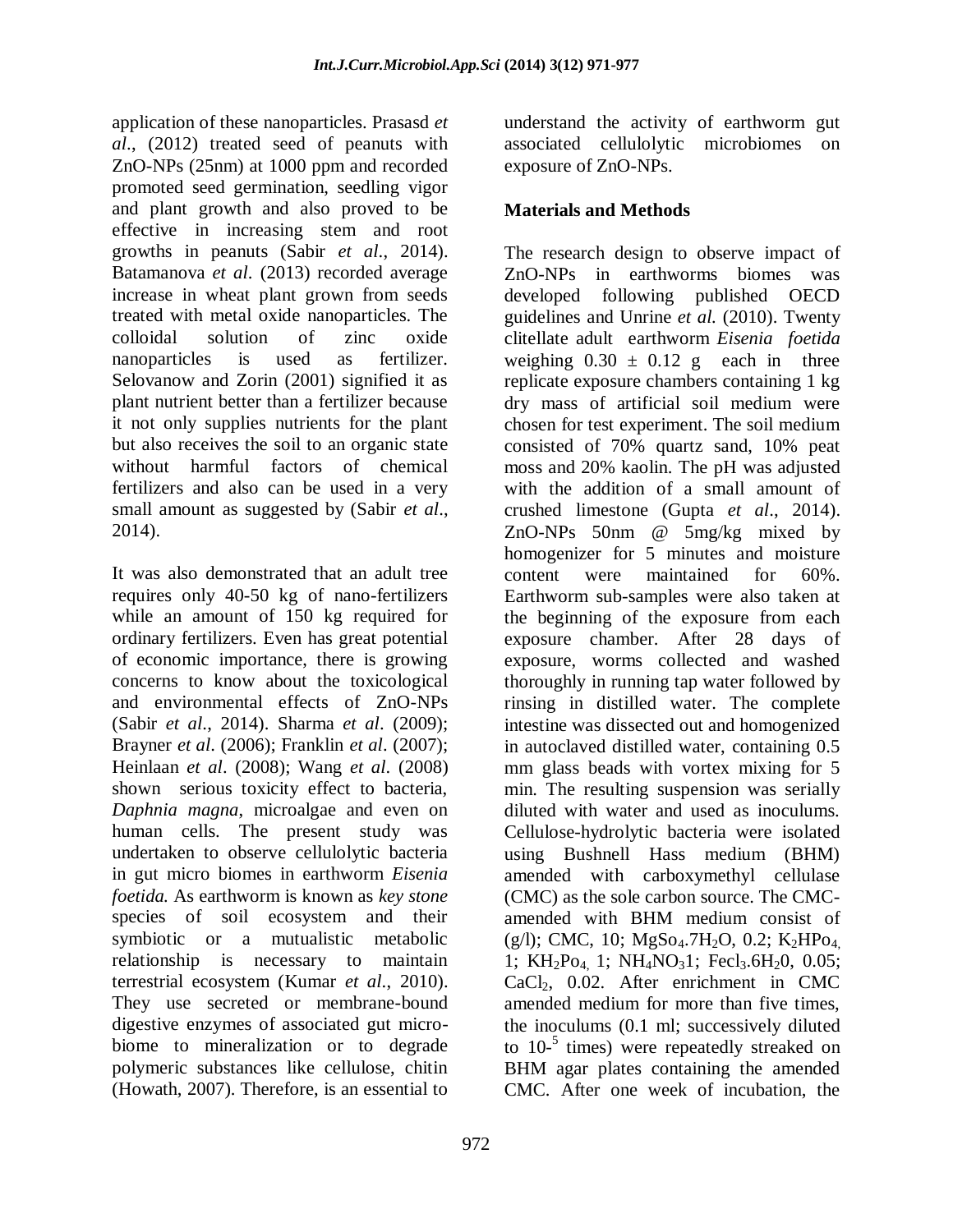application of these nanoparticles. Prasasd *et al*., (2012) treated seed of peanuts with ZnO-NPs (25nm) at 1000 ppm and recorded promoted seed germination, seedling vigor and plant growth and also proved to be effective in increasing stem and root growths in peanuts (Sabir *et al*., 2014). Batamanova *et al*. (2013) recorded average increase in wheat plant grown from seeds treated with metal oxide nanoparticles. The colloidal solution of zinc oxide nanoparticles is used as fertilizer. Selovanow and Zorin (2001) signified it as plant nutrient better than a fertilizer because it not only supplies nutrients for the plant but also receives the soil to an organic state without harmful factors of chemical fertilizers and also can be used in a very small amount as suggested by (Sabir *et al*., 2014).

It was also demonstrated that an adult tree requires only 40-50 kg of nano-fertilizers while an amount of 150 kg required for ordinary fertilizers. Even has great potential of economic importance, there is growing concerns to know about the toxicological and environmental effects of ZnO-NPs (Sabir *et al*., 2014). Sharma *et al*. (2009); Brayner *et al*. (2006); Franklin *et al*. (2007); Heinlaan *et al*. (2008); Wang *et al*. (2008) shown serious toxicity effect to bacteria, *Daphnia magna*, microalgae and even on human cells. The present study was undertaken to observe cellulolytic bacteria in gut micro biomes in earthworm *Eisenia foetida.* As earthworm is known as *key stone* species of soil ecosystem and their symbiotic or a mutualistic metabolic relationship is necessary to maintain terrestrial ecosystem (Kumar *et al*., 2010). They use secreted or membrane-bound digestive enzymes of associated gut micro-biome to mineralization or to degrade polymeric substances like cellulose, chitin (Howath, 2007). Therefore, is an essential to understand the activity of earthworm gut associated cellulolytic microbiomes on exposure of ZnO-NPs.

## Materials and Methods

The research design to observe impact of ZnO-NPs in earthworms biomes was developed following published OECD guidelines and Unrine *et al.* (2010). Twenty clitellate adult earthworm *Eisenia foetida* weighing $0.30 \pm 0.12$ g each in three replicate exposure chambers containing 1 kg dry mass of artificial soil medium were chosen for test experiment. The soil medium consisted of 70% quartz sand, 10% peat moss and 20% kaolin. The pH was adjusted with the addition of a small amount of crushed limestone (Gupta *et al*., 2014). ZnO-NPs 50nm @ 5mg/kg mixed by homogenizer for 5 minutes and moisture content were maintained for 60%. Earthworm sub-samples were also taken at the beginning of the exposure from each exposure chamber. After 28 days of exposure, worms collected and washed thoroughly in running tap water followed by rinsing in distilled water. The complete intestine was dissected out and homogenized in autoclaved distilled water, containing 0.5 mm glass beads with vortex mixing for 5 min. The resulting suspension was serially diluted with water and used as inoculums. Cellulose-hydrolytic bacteria were isolated using Bushnell Hass medium (BHM) amended with carboxymethyl cellulase (CMC) as the sole carbon source. The CMC-amended with BHM medium consist of (g/l); CMC, 10; $MgSo_4.7H_2O$, 0.2; $K_2HPo_4$, 1; $KH_2Po_4$, 1; $NH_4NO_3$1; $Fecl_3.6H_20$, 0.05; $CaCl_2$, 0.02. After enrichment in CMC amended medium for more than five times, the inoculums (0.1 ml; successively diluted to $10^{-5}$ times) were repeatedly streaked on BHM agar plates containing the amended CMC. After one week of incubation, the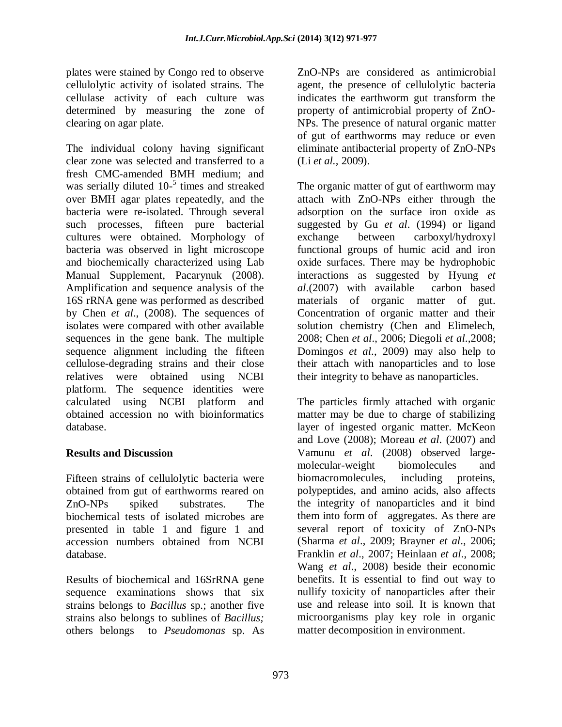plates were stained by Congo red to observe cellulolytic activity of isolated strains. The cellulase activity of each culture was determined by measuring the zone of clearing on agar plate.

The individual colony having significant clear zone was selected and transferred to a fresh CMC-amended BMH medium; and was serially diluted $10^{-5}$ times and streaked over BMH agar plates repeatedly, and the bacteria were re-isolated. Through several such processes, fifteen pure bacterial cultures were obtained. Morphology of bacteria was observed in light microscope and biochemically characterized using Lab Manual Supplement, Pacarynuk (2008). Amplification and sequence analysis of the 16S rRNA gene was performed as described by Chen *et al*., (2008). The sequences of isolates were compared with other available sequences in the gene bank. The multiple sequence alignment including the fifteen cellulose-degrading strains and their close relatives were obtained using NCBI platform. The sequence identities were calculated using NCBI platform and obtained accession no with bioinformatics database.

## Results and Discussion

Fifteen strains of cellulolytic bacteria were obtained from gut of earthworms reared on ZnO-NPs spiked substrates. The biochemical tests of isolated microbes are presented in table 1 and figure 1 and accession numbers obtained from NCBI database.

Results of biochemical and 16SrRNA gene sequence examinations shows that six strains belongs to *Bacillus* sp.; another five strains also belongs to sublines of *Bacillus;* others belongs to *Pseudomonas* sp. As ZnO-NPs are considered as antimicrobial agent, the presence of cellulolytic bacteria indicates the earthworm gut transform the property of antimicrobial property of ZnO-NPs. The presence of natural organic matter of gut of earthworms may reduce or even eliminate antibacterial property of ZnO-NPs (Li *et al.*, 2009).

The organic matter of gut of earthworm may attach with ZnO-NPs either through the adsorption on the surface iron oxide as suggested by Gu *et al*. (1994) or ligand exchange between carboxyl/hydroxyl functional groups of humic acid and iron oxide surfaces. There may be hydrophobic interactions as suggested by Hyung *et al*.(2007) with available carbon based materials of organic matter of gut. Concentration of organic matter and their solution chemistry (Chen and Elimelech, 2008; Chen *et al*., 2006; Diegoli *et al*.,2008; Domingos *et al*., 2009) may also help to their attach with nanoparticles and to lose their integrity to behave as nanoparticles.

The particles firmly attached with organic matter may be due to charge of stabilizing layer of ingested organic matter. McKeon and Love (2008); Moreau *et al*. (2007) and Vamunu *et al*. (2008) observed large-molecular-weight biomolecules and biomacromolecules, including proteins, polypeptides, and amino acids, also affects the integrity of nanoparticles and it bind them into form of aggregates. As there are several report of toxicity of ZnO-NPs (Sharma *et al*., 2009; Brayner *et al*., 2006; Franklin *et al*., 2007; Heinlaan *et al*., 2008; Wang *et al*., 2008) beside their economic benefits. It is essential to find out way to nullify toxicity of nanoparticles after their use and release into soil. It is known that microorganisms play key role in organic matter decomposition in environment.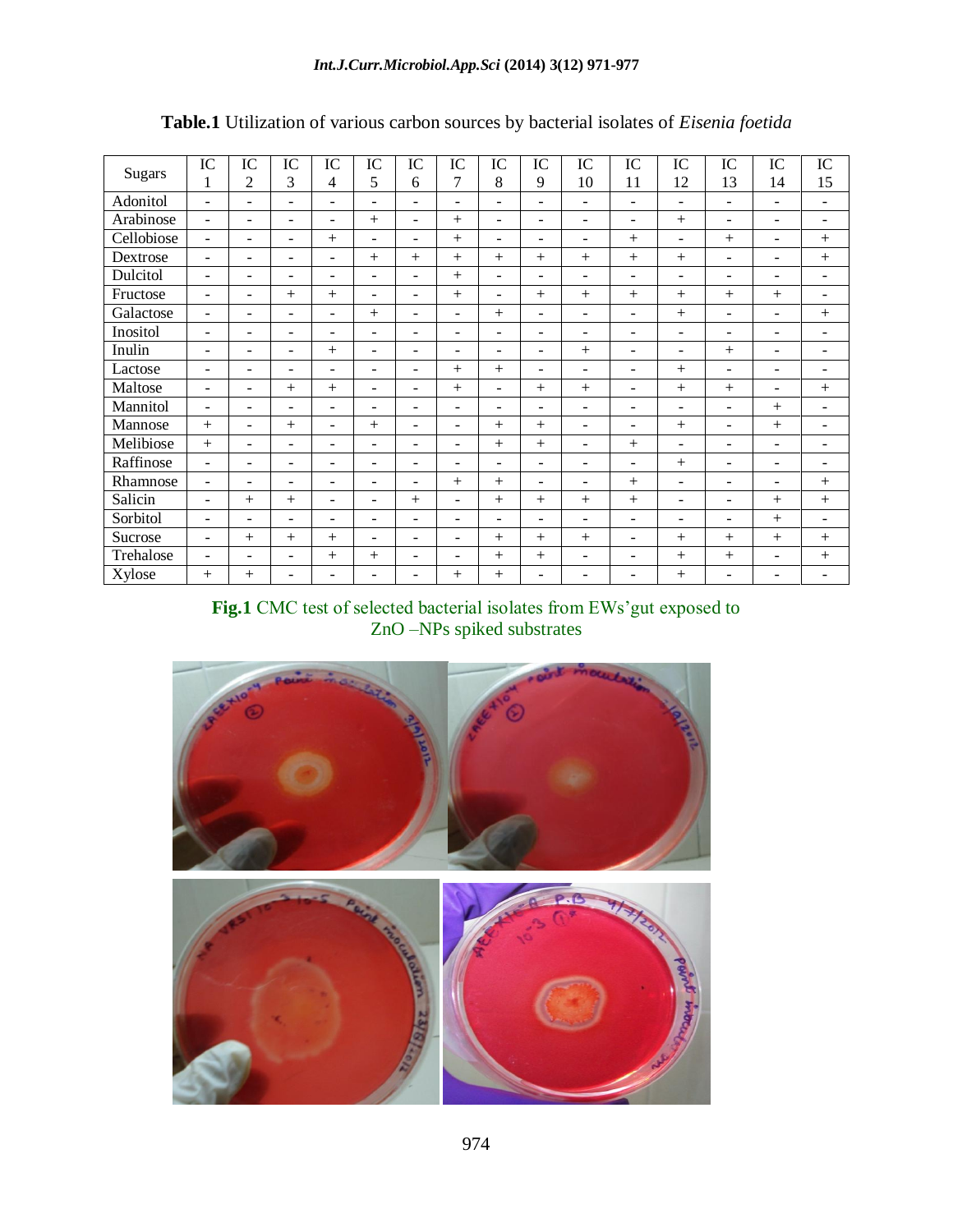**Table.1** Utilization of various carbon sources by bacterial isolates of *Eisenia foetida*

| Sugars | IC 1 | IC 2 | IC 3 | IC 4 | IC 5 | IC 6 | IC 7 | IC 8 | IC 9 | IC 10 | IC 11 | IC 12 | IC 13 | IC 14 | IC 15 |
|---|---|---|---|---|---|---|---|---|---|---|---|---|---|---|---|
| Adonitol | - | - | - | - | - | - | - | - | - | - | - | - | - | - | - |
| Arabinose | - | - | - | - | + | - | + | - | - | - | - | + | - | - | - |
| Cellobiose | - | - | - | + | - | - | + | - | - | - | + | - | + | - | + |
| Dextrose | - | - | - | - | + | + | + | + | + | + | + | + | - | - | + |
| Dulcitol | - | - | - | - | - | - | + | - | - | - | - | - | - | - | - |
| Fructose | - | - | + | + | - | - | + | - | + | + | + | + | + | + | - |
| Galactose | - | - | - | - | + | - | - | + | - | - | - | + | - | - | + |
| Inositol | - | - | - | - | - | - | - | - | - | - | - | - | - | - | - |
| Inulin | - | - | - | + | - | - | - | - | - | + | - | - | + | - | - |
| Lactose | - | - | - | - | - | - | + | + | - | - | - | + | - | - | - |
| Maltose | - | - | + | + | - | - | + | - | + | + | - | + | + | - | + |
| Mannitol | - | - | - | - | - | - | - | - | - | - | - | - | - | + | - |
| Mannose | + | - | + | - | + | - | - | + | + | - | - | + | - | + | - |
| Melibiose | + | - | - | - | - | - | - | + | + | - | + | - | - | - | - |
| Raffinose | - | - | - | - | - | - | - | - | - | - | - | + | - | - | - |
| Rhamnose | - | - | - | - | - | - | + | + | - | - | + | - | - | - | + |
| Salicin | - | + | + | - | - | + | - | + | + | + | + | - | - | + | + |
| Sorbitol | - | - | - | - | - | - | - | - | - | - | - | - | - | + | - |
| Sucrose | - | + | + | + | - | - | - | + | + | + | - | + | + | + | + |
| Trehalose | - | - | - | + | + | - | - | + | + | - | - | + | + | - | + |
| Xylose | + | + | - | - | - | - | + | + | - | - | - | + | - | - | - |

**Fig.1** CMC test of selected bacterial isolates from EWs'gut exposed to ZnO –NPs spiked substrates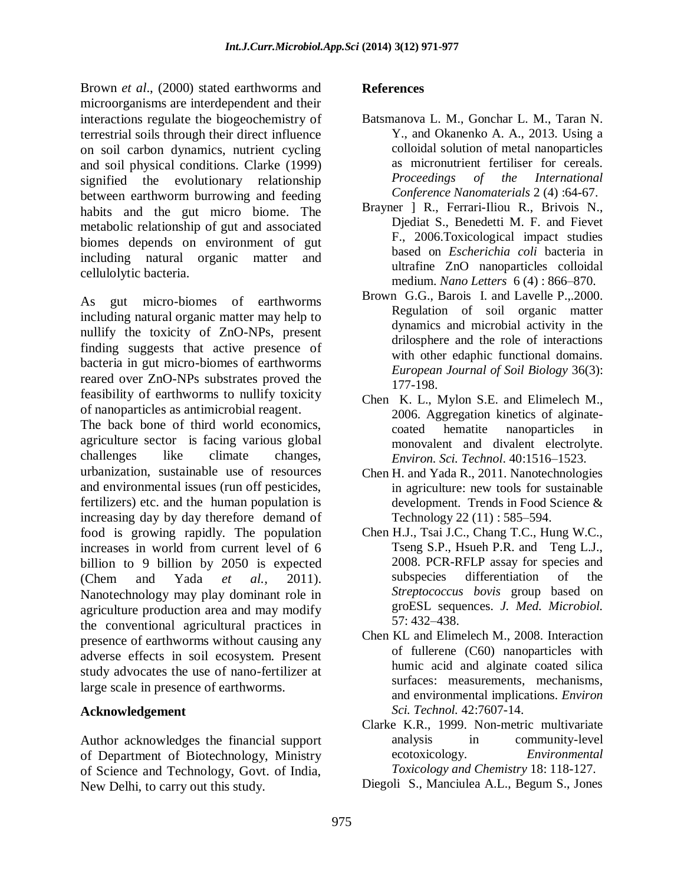Brown *et al*., (2000) stated earthworms and microorganisms are interdependent and their interactions regulate the biogeochemistry of terrestrial soils through their direct influence on soil carbon dynamics, nutrient cycling and soil physical conditions. Clarke (1999) signified the evolutionary relationship between earthworm burrowing and feeding habits and the gut micro biome. The metabolic relationship of gut and associated biomes depends on environment of gut including natural organic matter and cellulolytic bacteria.

As gut micro-biomes of earthworms including natural organic matter may help to nullify the toxicity of ZnO-NPs, present finding suggests that active presence of bacteria in gut micro-biomes of earthworms reared over ZnO-NPs substrates proved the feasibility of earthworms to nullify toxicity of nanoparticles as antimicrobial reagent.

The back bone of third world economics, agriculture sector is facing various global challenges like climate changes, urbanization, sustainable use of resources and environmental issues (run off pesticides, fertilizers) etc. and the human population is increasing day by day therefore demand of food is growing rapidly. The population increases in world from current level of 6 billion to 9 billion by 2050 is expected (Chem and Yada *et al.,* 2011). Nanotechnology may play dominant role in agriculture production area and may modify the conventional agricultural practices in presence of earthworms without causing any adverse effects in soil ecosystem. Present study advocates the use of nano-fertilizer at large scale in presence of earthworms.

## Acknowledgement

Author acknowledges the financial support of Department of Biotechnology, Ministry of Science and Technology, Govt. of India, New Delhi, to carry out this study.

## References

Batsmanova L. M., Gonchar L. M., Taran N. Y., and Okanenko A. A., 2013. Using a colloidal solution of metal nanoparticles as micronutrient fertiliser for cereals. *Proceedings of the International Conference Nanomaterials* 2 (4) :64-67.

Brayner ] R., Ferrari-Iliou R., Brivois N., Djediat S., Benedetti M. F. and Fievet F., 2006.Toxicological impact studies based on *Escherichia coli* bacteria in ultrafine ZnO nanoparticles colloidal medium. *Nano Letters* 6 (4) : 866–870.

Brown G.G., Barois I. and Lavelle P.,.2000. Regulation of soil organic matter dynamics and microbial activity in the drilosphere and the role of interactions with other edaphic functional domains. *European Journal of Soil Biology* 36(3): 177-198.

Chen K. L., Mylon S.E. and Elimelech M., 2006. Aggregation kinetics of alginate-coated hematite nanoparticles in monovalent and divalent electrolyte. *Environ. Sci. Technol*. 40:1516–1523.

Chen H. and Yada R., 2011. Nanotechnologies in agriculture: new tools for sustainable development. Trends in Food Science & Technology 22 (11) : 585–594.

Chen H.J., Tsai J.C., Chang T.C., Hung W.C., Tseng S.P., Hsueh P.R. and Teng L.J., 2008. PCR-RFLP assay for species and subspecies differentiation of the *Streptococcus bovis* group based on groESL sequences. *J. Med. Microbiol.* 57: 432–438.

Chen KL and Elimelech M., 2008. Interaction of fullerene (C60) nanoparticles with humic acid and alginate coated silica surfaces: measurements, mechanisms, and environmental implications. *Environ Sci. Technol.* 42:7607-14.

Clarke K.R., 1999. Non-metric multivariate analysis in community-level ecotoxicology. *Environmental Toxicology and Chemistry* 18: 118-127.

Diegoli S., Manciulea A.L., Begum S., Jones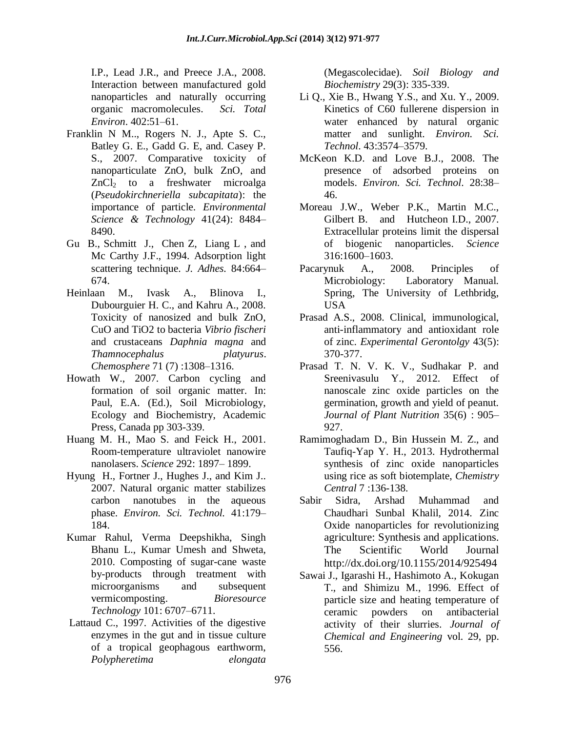I.P., Lead J.R., and Preece J.A., 2008. Interaction between manufactured gold nanoparticles and naturally occurring organic macromolecules. *Sci. Total Environ*. 402:51–61.

Franklin N M.., Rogers N. J., Apte S. C., Batley G. E., Gadd G. E, and. Casey P. S., 2007. Comparative toxicity of nanoparticulate ZnO, bulk ZnO, and $ZnCl_2$ to a freshwater microalga (*Pseudokirchneriella subcapitata*): the importance of particle. *Environmental Science & Technology* 41(24): 8484–8490.

Gu B., Schmitt J., Chen Z, Liang L , and Mc Carthy J.F., 1994. Adsorption light scattering technique. *J. Adhes.* 84:664–674.

Heinlaan M., Ivask A., Blinova I., Dubourguier H. C., and Kahru A., 2008. Toxicity of nanosized and bulk ZnO, CuO and TiO2 to bacteria *Vibrio fischeri* and crustaceans *Daphnia magna* and *Thamnocephalus platyurus*. *Chemosphere* 71 (7) :1308–1316.

Howath W., 2007. Carbon cycling and formation of soil organic matter. In: Paul, E.A. (Ed.), Soil Microbiology, Ecology and Biochemistry, Academic Press, Canada pp 303-339.

Huang M. H., Mao S. and Feick H., 2001. Room-temperature ultraviolet nanowire nanolasers. *Science* 292: 1897– 1899.

Hyung H., Fortner J., Hughes J., and Kim J.. 2007. Natural organic matter stabilizes carbon nanotubes in the aqueous phase. *Environ. Sci. Technol.* 41:179–184.

Kumar Rahul, Verma Deepshikha, Singh Bhanu L., Kumar Umesh and Shweta, 2010. Composting of sugar-cane waste by-products through treatment with microorganisms and subsequent vermicomposting. *Bioresource Technology* 101: 6707–6711.

Lattaud C., 1997. Activities of the digestive enzymes in the gut and in tissue culture of a tropical geophagous earthworm, *Polypheretima elongata* (Megascolecidae). *Soil Biology and Biochemistry* 29(3): 335-339.

Li Q., Xie B., Hwang Y.S., and Xu. Y., 2009. Kinetics of C60 fullerene dispersion in water enhanced by natural organic matter and sunlight. *Environ. Sci. Technol*. 43:3574–3579.

McKeon K.D. and Love B.J., 2008. The presence of adsorbed proteins on models. *Environ. Sci. Technol*. 28:38–46.

Moreau J.W., Weber P.K., Martin M.C., Gilbert B. and Hutcheon I.D., 2007. Extracellular proteins limit the dispersal of biogenic nanoparticles. *Science* 316:1600–1603.

Pacarynuk A., 2008. Principles of Microbiology: Laboratory Manual. Spring, The University of Lethbridg, USA

Prasad A.S., 2008. Clinical, immunological, anti-inflammatory and antioxidant role of zinc. *Experimental Gerontolgy* 43(5): 370-377.

Prasad T. N. V. K. V., Sudhakar P. and Sreenivasulu Y., 2012. Effect of nanoscale zinc oxide particles on the germination, growth and yield of peanut. *Journal of Plant Nutrition* 35(6) : 905–927.

Ramimoghadam D., Bin Hussein M. Z., and Taufiq-Yap Y. H., 2013. Hydrothermal synthesis of zinc oxide nanoparticles using rice as soft biotemplate, *Chemistry Central* 7 :136-138.

Sabir Sidra, Arshad Muhammad and Chaudhari Sunbal Khalil, 2014. Zinc Oxide nanoparticles for revolutionizing agriculture: Synthesis and applications. The Scientific World Journal http://dx.doi.org/10.1155/2014/925494

Sawai J., Igarashi H., Hashimoto A., Kokugan T., and Shimizu M., 1996. Effect of particle size and heating temperature of ceramic powders on antibacterial activity of their slurries. *Journal of Chemical and Engineering* vol. 29, pp. 556.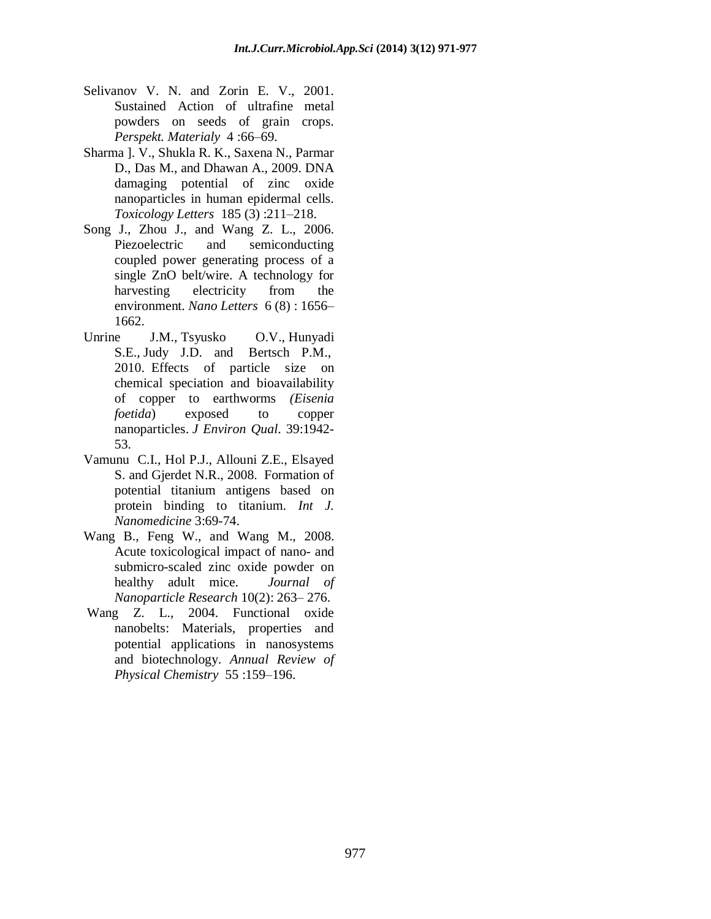Selivanov V. N. and Zorin E. V., 2001. Sustained Action of ultrafine metal powders on seeds of grain crops. *Perspekt. Materialy* 4 :66–69.

Sharma ]. V., Shukla R. K., Saxena N., Parmar D., Das M., and Dhawan A., 2009. DNA damaging potential of zinc oxide nanoparticles in human epidermal cells. *Toxicology Letters* 185 (3) :211–218.

Song J., Zhou J., and Wang Z. L., 2006. Piezoelectric and semiconducting coupled power generating process of a single ZnO belt/wire. A technology for harvesting electricity from the environment. *Nano Letters* 6 (8) : 1656–1662.

Unrine J.M., Tsyusko O.V., Hunyadi S.E., Judy J.D. and Bertsch P.M., 2010. Effects of particle size on chemical speciation and bioavailability of copper to earthworms *(Eisenia foetida*) exposed to copper nanoparticles. *J Environ Qual*. 39:1942-53.

Vamunu C.I., Hol P.J., Allouni Z.E., Elsayed S. and Gjerdet N.R., 2008. Formation of potential titanium antigens based on protein binding to titanium. *Int J. Nanomedicine* 3:69-74.

Wang B., Feng W., and Wang M., 2008. Acute toxicological impact of nano- and submicro-scaled zinc oxide powder on healthy adult mice. *Journal of Nanoparticle Research* 10(2): 263– 276.

Wang Z. L., 2004. Functional oxide nanobelts: Materials, properties and potential applications in nanosystems and biotechnology. *Annual Review of Physical Chemistry* 55 :159–196.